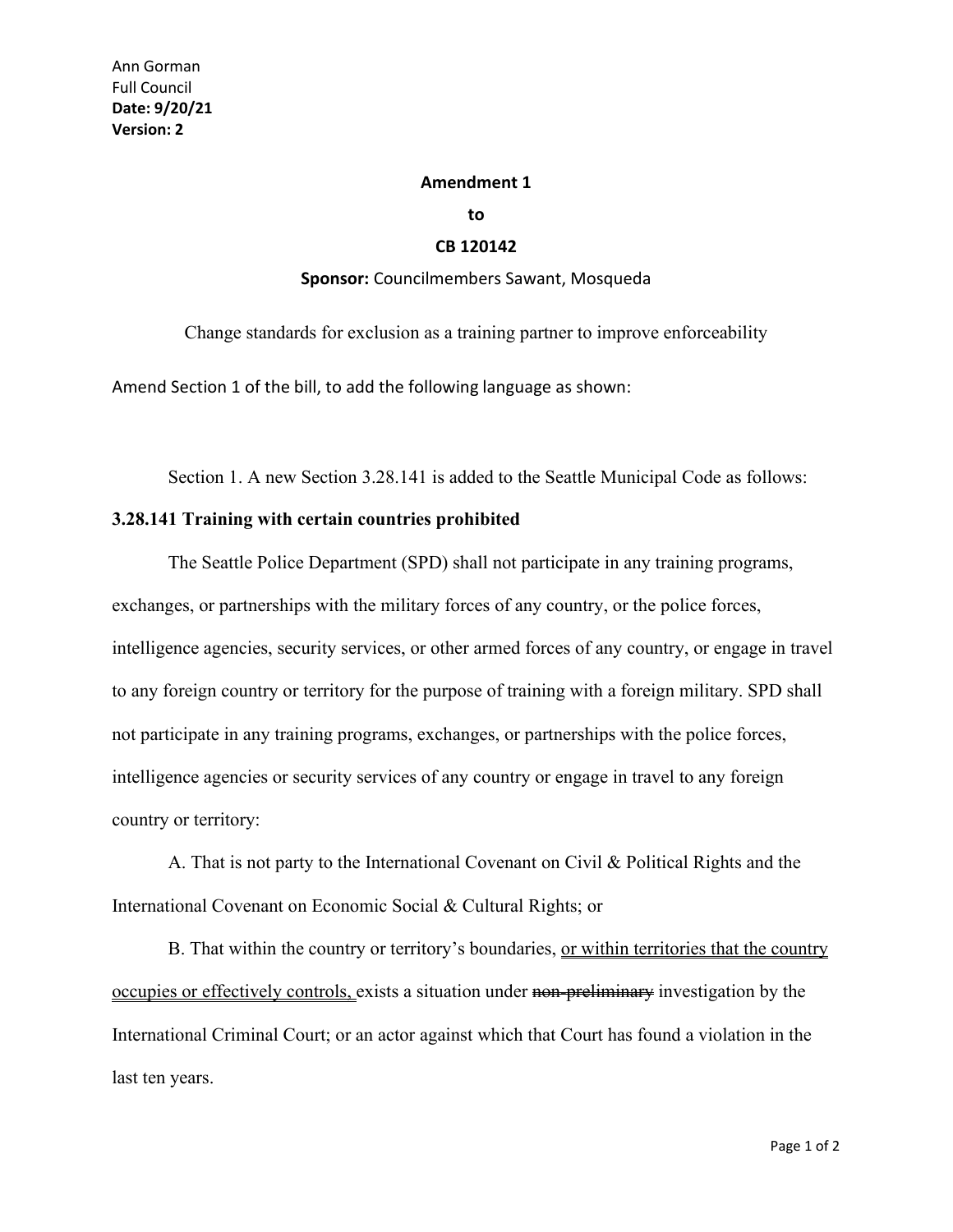Ann Gorman
Full Council
**Date: 9/20/21**
**Version: 2**

**Amendment 1**

**to**

**CB 120142**

**Sponsor:** Councilmembers Sawant, Mosqueda

Change standards for exclusion as a training partner to improve enforceability

Amend Section 1 of the bill, to add the following language as shown:

Section 1. A new Section 3.28.141 is added to the Seattle Municipal Code as follows:

**3.28.141 Training with certain countries prohibited**

The Seattle Police Department (SPD) shall not participate in any training programs, exchanges, or partnerships with the military forces of any country, or the police forces, intelligence agencies, security services, or other armed forces of any country, or engage in travel to any foreign country or territory for the purpose of training with a foreign military. SPD shall not participate in any training programs, exchanges, or partnerships with the police forces, intelligence agencies or security services of any country or engage in travel to any foreign country or territory:

A. That is not party to the International Covenant on Civil & Political Rights and the International Covenant on Economic Social & Cultural Rights; or

B. That within the country or territory's boundaries, <u>or within territories that the country occupies or effectively controls,</u> exists a situation under ~~non-preliminary~~ investigation by the International Criminal Court; or an actor against which that Court has found a violation in the last ten years.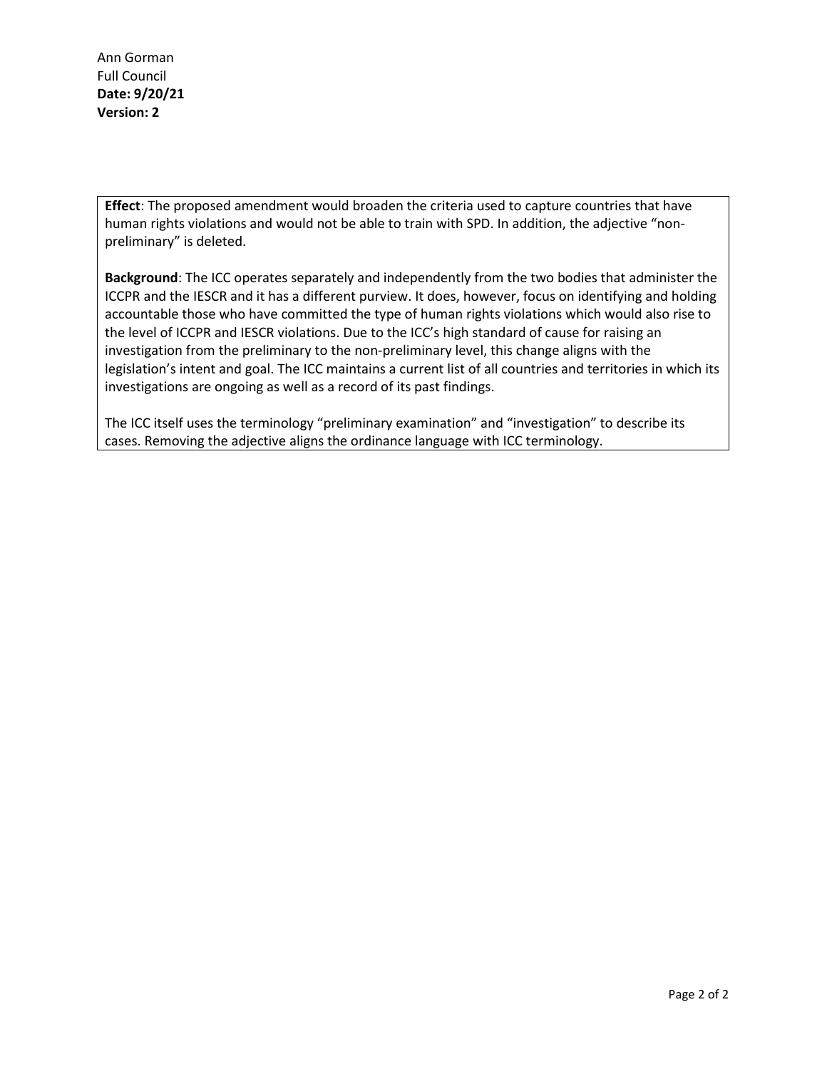Ann Gorman
Full Council
**Date: 9/20/21**
**Version: 2**

**Effect**: The proposed amendment would broaden the criteria used to capture countries that have human rights violations and would not be able to train with SPD. In addition, the adjective "non-preliminary" is deleted.

**Background**: The ICC operates separately and independently from the two bodies that administer the ICCPR and the IESCR and it has a different purview. It does, however, focus on identifying and holding accountable those who have committed the type of human rights violations which would also rise to the level of ICCPR and IESCR violations. Due to the ICC's high standard of cause for raising an investigation from the preliminary to the non-preliminary level, this change aligns with the legislation's intent and goal. The ICC maintains a current list of all countries and territories in which its investigations are ongoing as well as a record of its past findings.

The ICC itself uses the terminology "preliminary examination" and "investigation" to describe its cases. Removing the adjective aligns the ordinance language with ICC terminology.